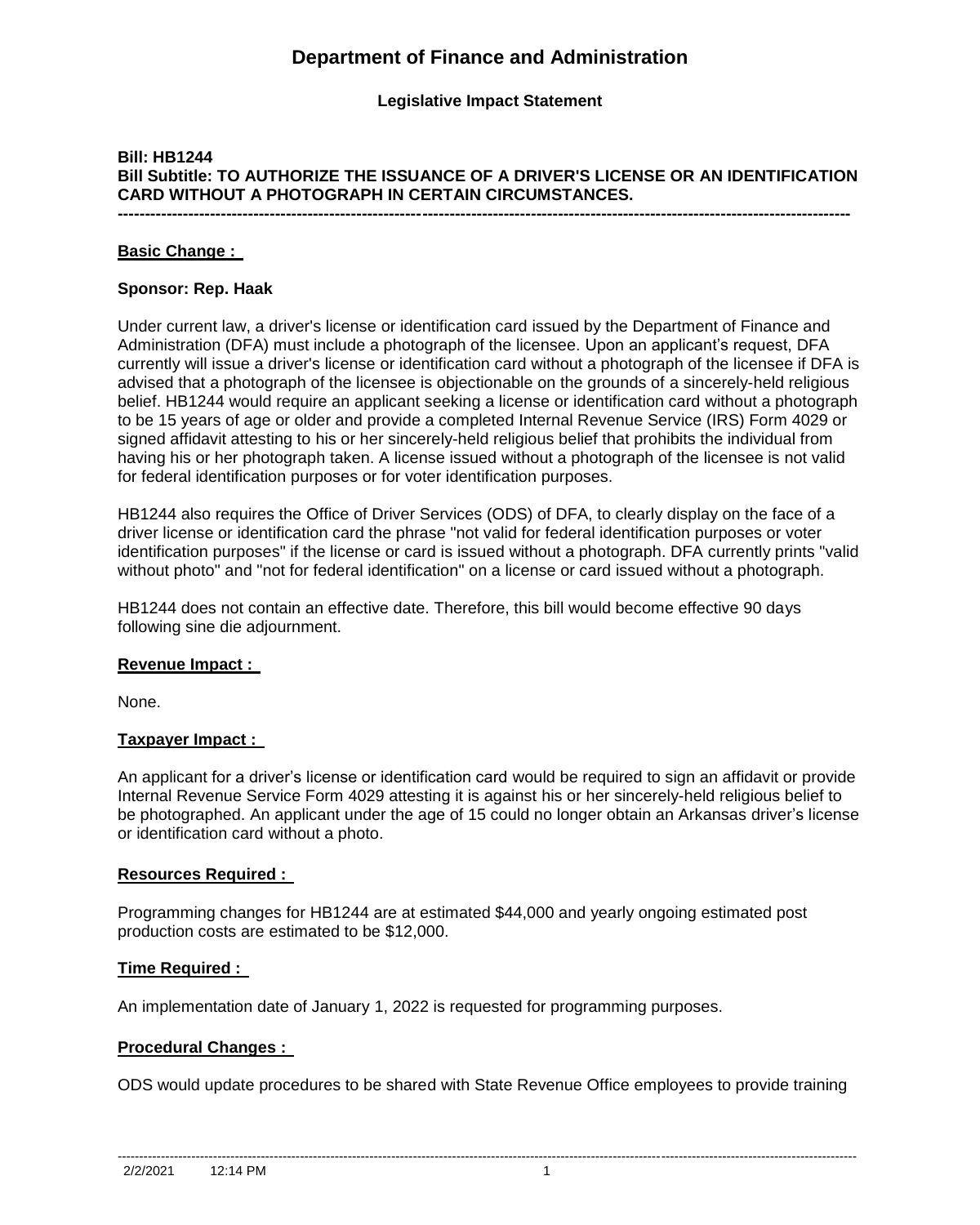# Department of Finance and Administration

**Legislative Impact Statement**

**Bill: HB1244**
**Bill Subtitle: TO AUTHORIZE THE ISSUANCE OF A DRIVER'S LICENSE OR AN IDENTIFICATION CARD WITHOUT A PHOTOGRAPH IN CERTAIN CIRCUMSTANCES.**

---

**Basic Change :**

**Sponsor: Rep. Haak**

Under current law, a driver's license or identification card issued by the Department of Finance and Administration (DFA) must include a photograph of the licensee. Upon an applicant's request, DFA currently will issue a driver's license or identification card without a photograph of the licensee if DFA is advised that a photograph of the licensee is objectionable on the grounds of a sincerely-held religious belief. HB1244 would require an applicant seeking a license or identification card without a photograph to be 15 years of age or older and provide a completed Internal Revenue Service (IRS) Form 4029 or signed affidavit attesting to his or her sincerely-held religious belief that prohibits the individual from having his or her photograph taken. A license issued without a photograph of the licensee is not valid for federal identification purposes or for voter identification purposes.

HB1244 also requires the Office of Driver Services (ODS) of DFA, to clearly display on the face of a driver license or identification card the phrase "not valid for federal identification purposes or voter identification purposes" if the license or card is issued without a photograph. DFA currently prints "valid without photo" and "not for federal identification" on a license or card issued without a photograph.

HB1244 does not contain an effective date. Therefore, this bill would become effective 90 days following sine die adjournment.

**Revenue Impact :**

None.

**Taxpayer Impact :**

An applicant for a driver's license or identification card would be required to sign an affidavit or provide Internal Revenue Service Form 4029 attesting it is against his or her sincerely-held religious belief to be photographed. An applicant under the age of 15 could no longer obtain an Arkansas driver's license or identification card without a photo.

**Resources Required :**

Programming changes for HB1244 are at estimated $44,000 and yearly ongoing estimated post production costs are estimated to be $12,000.

**Time Required :**

An implementation date of January 1, 2022 is requested for programming purposes.

**Procedural Changes :**

ODS would update procedures to be shared with State Revenue Office employees to provide training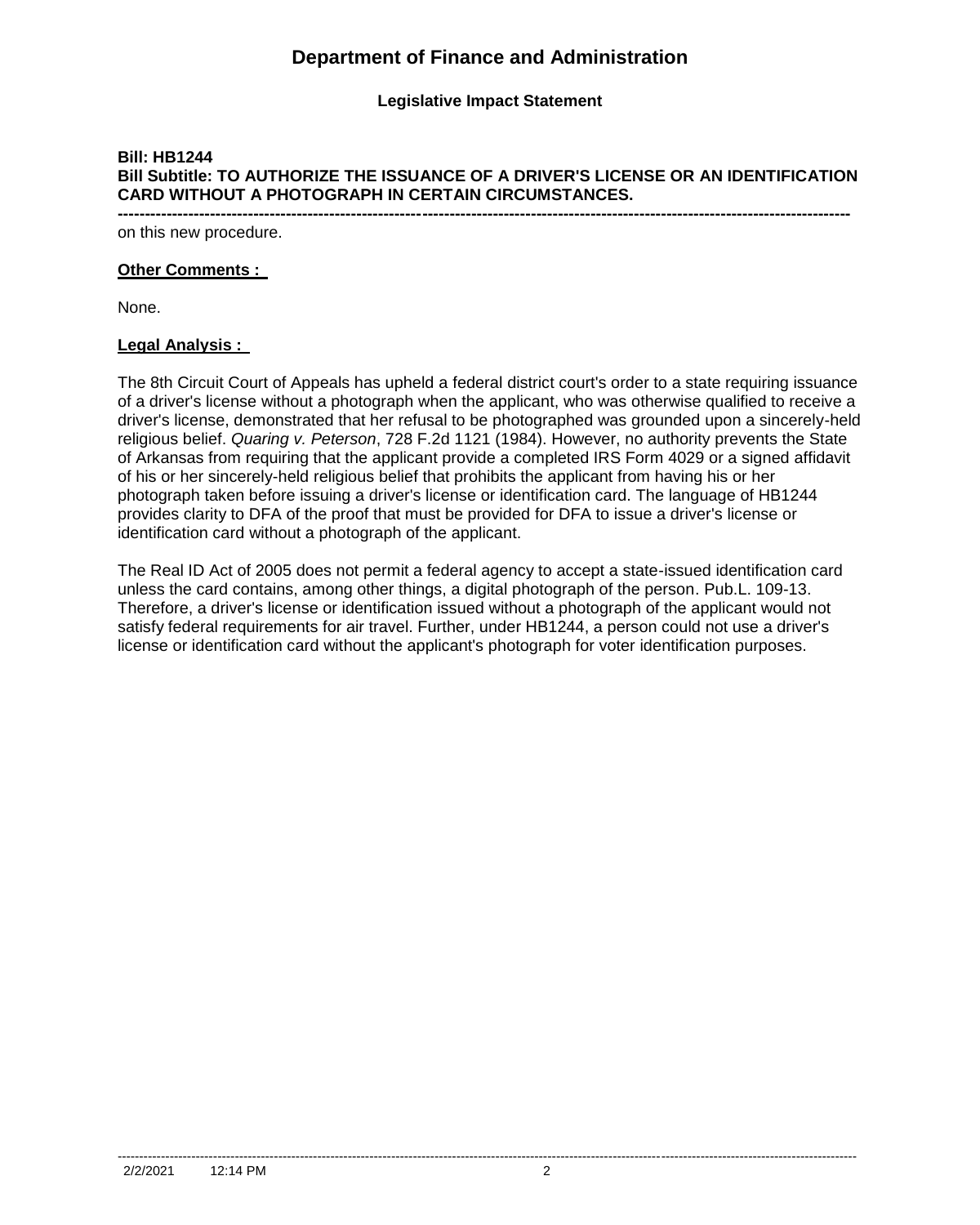# Department of Finance and Administration

**Legislative Impact Statement**

**Bill: HB1244**
**Bill Subtitle: TO AUTHORIZE THE ISSUANCE OF A DRIVER'S LICENSE OR AN IDENTIFICATION CARD WITHOUT A PHOTOGRAPH IN CERTAIN CIRCUMSTANCES.**

---

on this new procedure.

**Other Comments :**

None.

**Legal Analysis :**

The 8th Circuit Court of Appeals has upheld a federal district court's order to a state requiring issuance of a driver's license without a photograph when the applicant, who was otherwise qualified to receive a driver's license, demonstrated that her refusal to be photographed was grounded upon a sincerely-held religious belief. *Quaring v. Peterson*, 728 F.2d 1121 (1984). However, no authority prevents the State of Arkansas from requiring that the applicant provide a completed IRS Form 4029 or a signed affidavit of his or her sincerely-held religious belief that prohibits the applicant from having his or her photograph taken before issuing a driver's license or identification card. The language of HB1244 provides clarity to DFA of the proof that must be provided for DFA to issue a driver's license or identification card without a photograph of the applicant.

The Real ID Act of 2005 does not permit a federal agency to accept a state-issued identification card unless the card contains, among other things, a digital photograph of the person. Pub.L. 109-13. Therefore, a driver's license or identification issued without a photograph of the applicant would not satisfy federal requirements for air travel. Further, under HB1244, a person could not use a driver's license or identification card without the applicant's photograph for voter identification purposes.